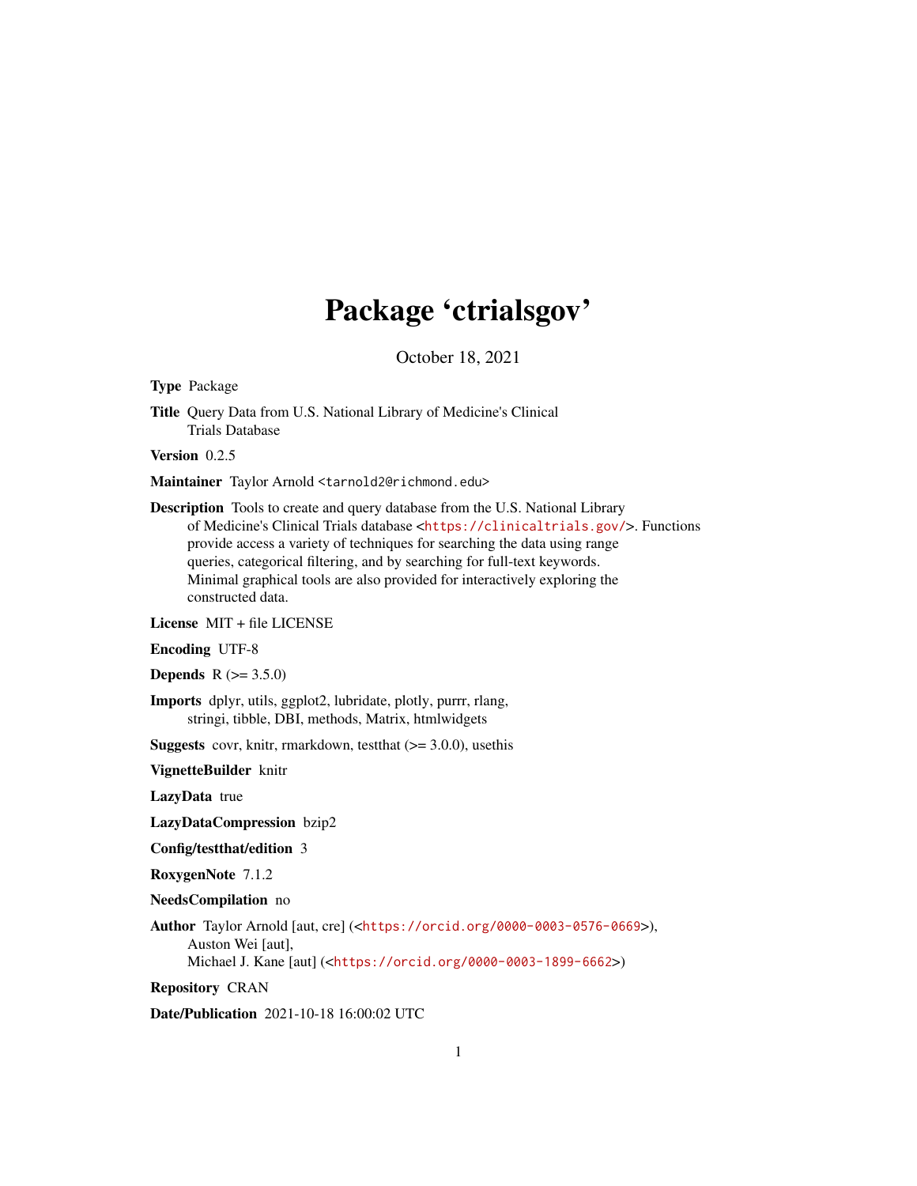# Package 'ctrialsgov'

October 18, 2021

**Type** Package

**Title** Query Data from U.S. National Library of Medicine's Clinical Trials Database

**Version** 0.2.5

**Maintainer** Taylor Arnold <tarnold2@richmond.edu>

**Description** Tools to create and query database from the U.S. National Library of Medicine's Clinical Trials database <https://clinicaltrials.gov/>. Functions provide access a variety of techniques for searching the data using range queries, categorical filtering, and by searching for full-text keywords. Minimal graphical tools are also provided for interactively exploring the constructed data.

**License** MIT + file LICENSE

**Encoding** UTF-8

**Depends** R (>= 3.5.0)

**Imports** dplyr, utils, ggplot2, lubridate, plotly, purrr, rlang, stringi, tibble, DBI, methods, Matrix, htmlwidgets

**Suggests** covr, knitr, rmarkdown, testthat (>= 3.0.0), usethis

**VignetteBuilder** knitr

**LazyData** true

**LazyDataCompression** bzip2

**Config/testthat/edition** 3

**RoxygenNote** 7.1.2

**NeedsCompilation** no

**Author** Taylor Arnold [aut, cre] (<https://orcid.org/0000-0003-0576-0669>), Auston Wei [aut], Michael J. Kane [aut] (<https://orcid.org/0000-0003-1899-6662>)

**Repository** CRAN

**Date/Publication** 2021-10-18 16:00:02 UTC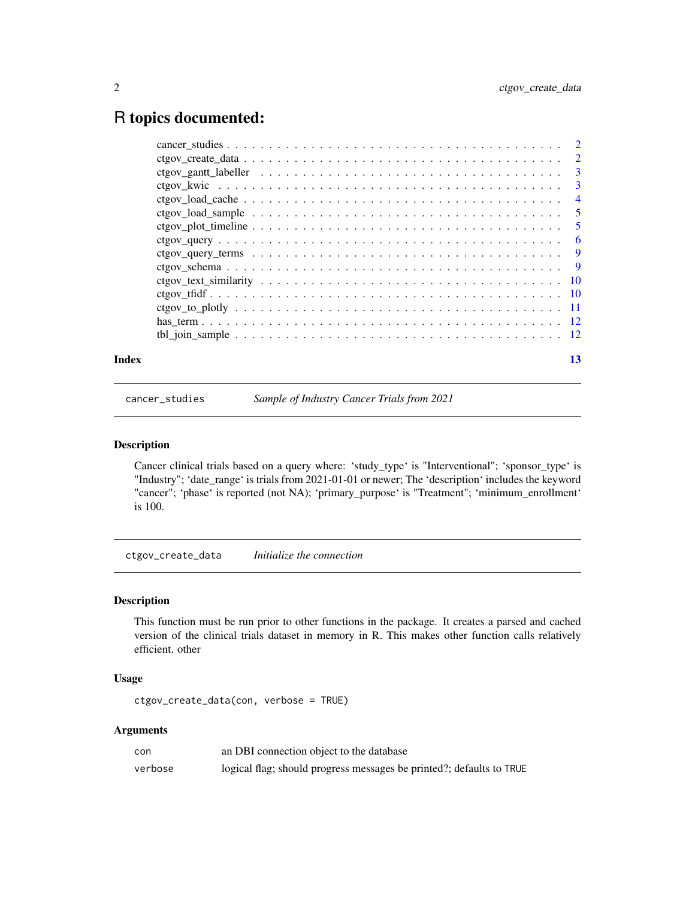# R topics documented:

| | |
|---|---|
| cancer_studies | 2 |
| ctgov_create_data | 2 |
| ctgov_gantt_labeller | 3 |
| ctgov_kwic | 3 |
| ctgov_load_cache | 4 |
| ctgov_load_sample | 5 |
| ctgov_plot_timeline | 5 |
| ctgov_query | 6 |
| ctgov_query_terms | 9 |
| ctgov_schema | 9 |
| ctgov_text_similarity | 10 |
| ctgov_tfidf | 10 |
| ctgov_to_plotly | 11 |
| has_term | 12 |
| tbl_join_sample | 12 |
| **Index** | **13** |

---

## cancer_studies — *Sample of Industry Cancer Trials from 2021*

### Description

Cancer clinical trials based on a query where: 'study_type' is "Interventional"; 'sponsor_type' is "Industry"; 'date_range' is trials from 2021-01-01 or newer; The 'description' includes the keyword "cancer"; 'phase' is reported (not NA); 'primary_purpose' is "Treatment"; 'minimum_enrollment' is 100.

---

## ctgov_create_data — *Initialize the connection*

### Description

This function must be run prior to other functions in the package. It creates a parsed and cached version of the clinical trials dataset in memory in R. This makes other function calls relatively efficient. other

### Usage

```
ctgov_create_data(con, verbose = TRUE)
```

### Arguments

| | |
|---|---|
| con | an DBI connection object to the database |
| verbose | logical flag; should progress messages be printed?; defaults to TRUE |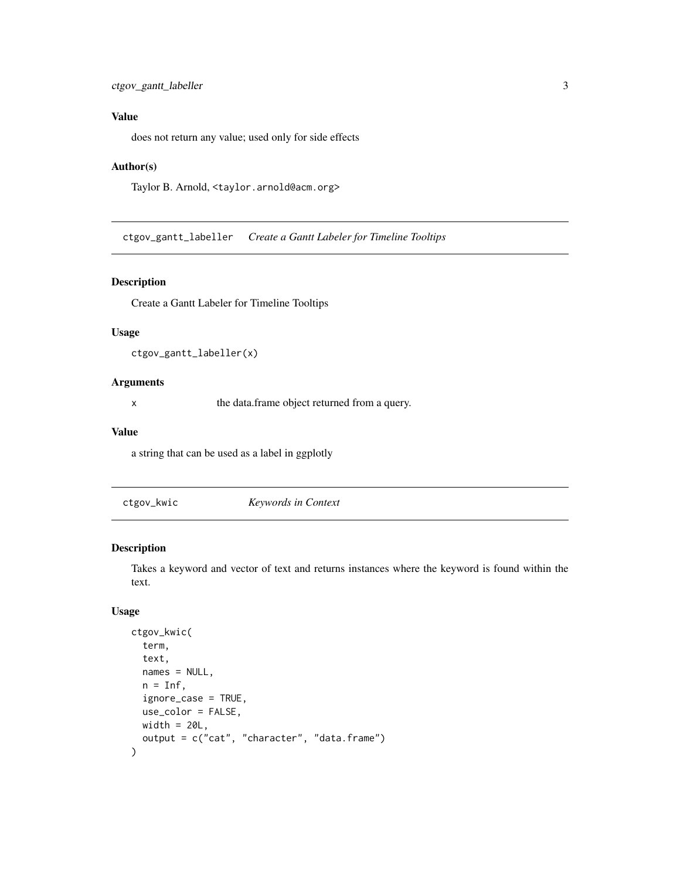## Value

does not return any value; used only for side effects

## Author(s)

Taylor B. Arnold, <taylor.arnold@acm.org>

---

# ctgov_gantt_labeller — *Create a Gantt Labeler for Timeline Tooltips*

## Description

Create a Gantt Labeler for Timeline Tooltips

## Usage

```
ctgov_gantt_labeller(x)
```

## Arguments

| | |
|---|---|
| x | the data.frame object returned from a query. |

## Value

a string that can be used as a label in ggplotly

---

# ctgov_kwic — *Keywords in Context*

## Description

Takes a keyword and vector of text and returns instances where the keyword is found within the text.

## Usage

```
ctgov_kwic(
  term,
  text,
  names = NULL,
  n = Inf,
  ignore_case = TRUE,
  use_color = FALSE,
  width = 20L,
  output = c("cat", "character", "data.frame")
)
```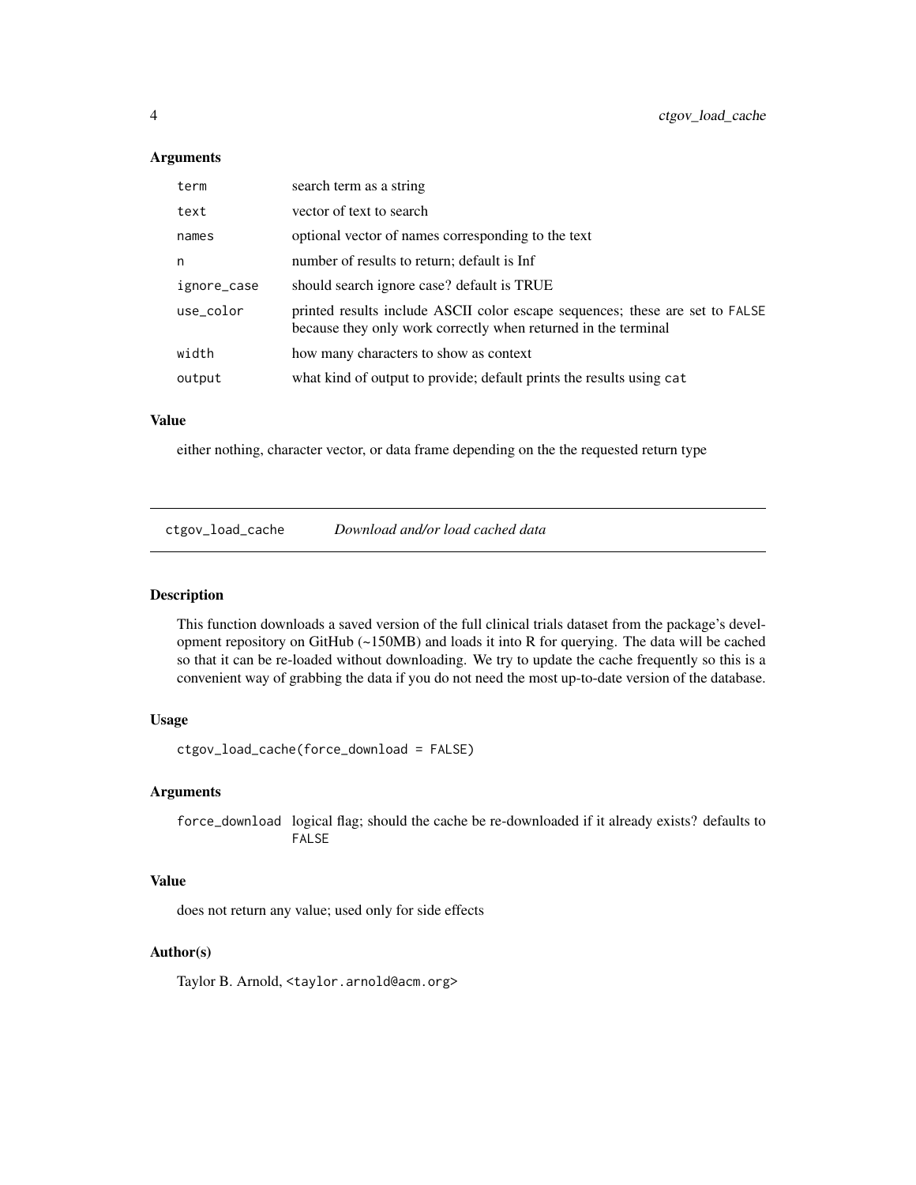### Arguments

| | |
|---|---|
| `term` | search term as a string |
| `text` | vector of text to search |
| `names` | optional vector of names corresponding to the text |
| `n` | number of results to return; default is Inf |
| `ignore_case` | should search ignore case? default is TRUE |
| `use_color` | printed results include ASCII color escape sequences; these are set to `FALSE` because they only work correctly when returned in the terminal |
| `width` | how many characters to show as context |
| `output` | what kind of output to provide; default prints the results using `cat` |

### Value

either nothing, character vector, or data frame depending on the the requested return type

---

## `ctgov_load_cache` *Download and/or load cached data*

---

### Description

This function downloads a saved version of the full clinical trials dataset from the package's development repository on GitHub (~150MB) and loads it into R for querying. The data will be cached so that it can be re-loaded without downloading. We try to update the cache frequently so this is a convenient way of grabbing the data if you do not need the most up-to-date version of the database.

### Usage

```
ctgov_load_cache(force_download = FALSE)
```

### Arguments

| | |
|---|---|
| `force_download` | logical flag; should the cache be re-downloaded if it already exists? defaults to `FALSE` |

### Value

does not return any value; used only for side effects

### Author(s)

Taylor B. Arnold, <taylor.arnold@acm.org>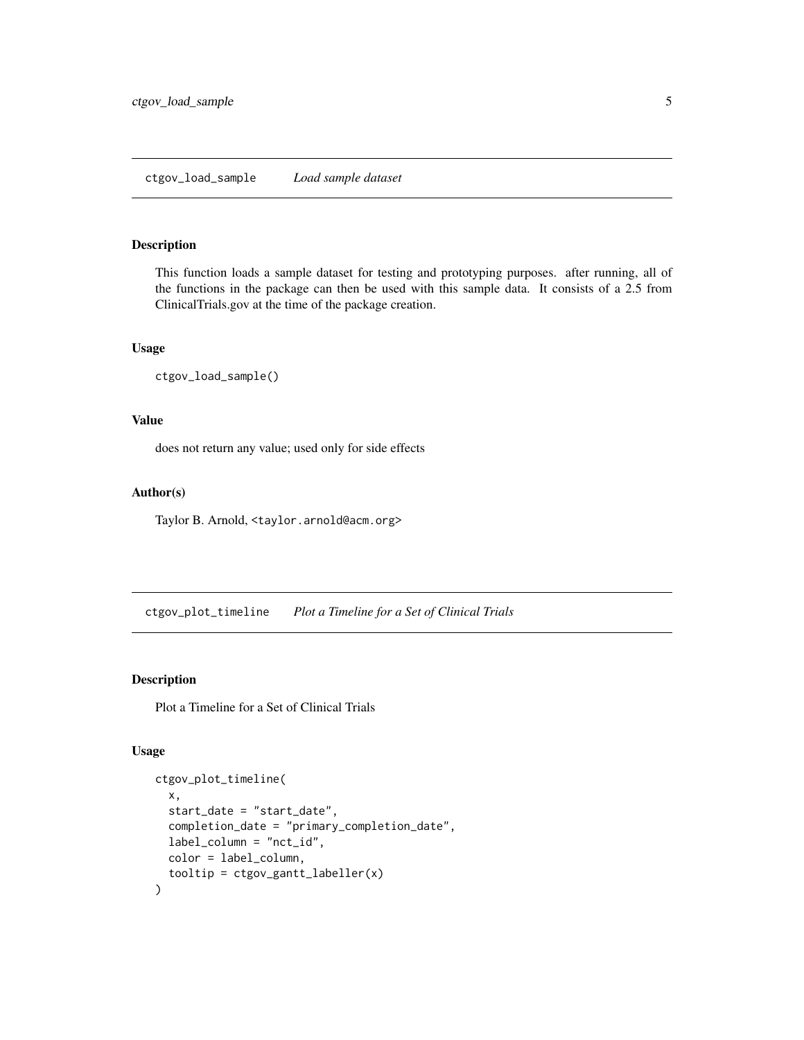## ctgov_load_sample — *Load sample dataset*

### Description

This function loads a sample dataset for testing and prototyping purposes. after running, all of the functions in the package can then be used with this sample data. It consists of a 2.5 from ClinicalTrials.gov at the time of the package creation.

### Usage

```
ctgov_load_sample()
```

### Value

does not return any value; used only for side effects

### Author(s)

Taylor B. Arnold, <taylor.arnold@acm.org>

## ctgov_plot_timeline — *Plot a Timeline for a Set of Clinical Trials*

### Description

Plot a Timeline for a Set of Clinical Trials

### Usage

```
ctgov_plot_timeline(
  x,
  start_date = "start_date",
  completion_date = "primary_completion_date",
  label_column = "nct_id",
  color = label_column,
  tooltip = ctgov_gantt_labeller(x)
)
```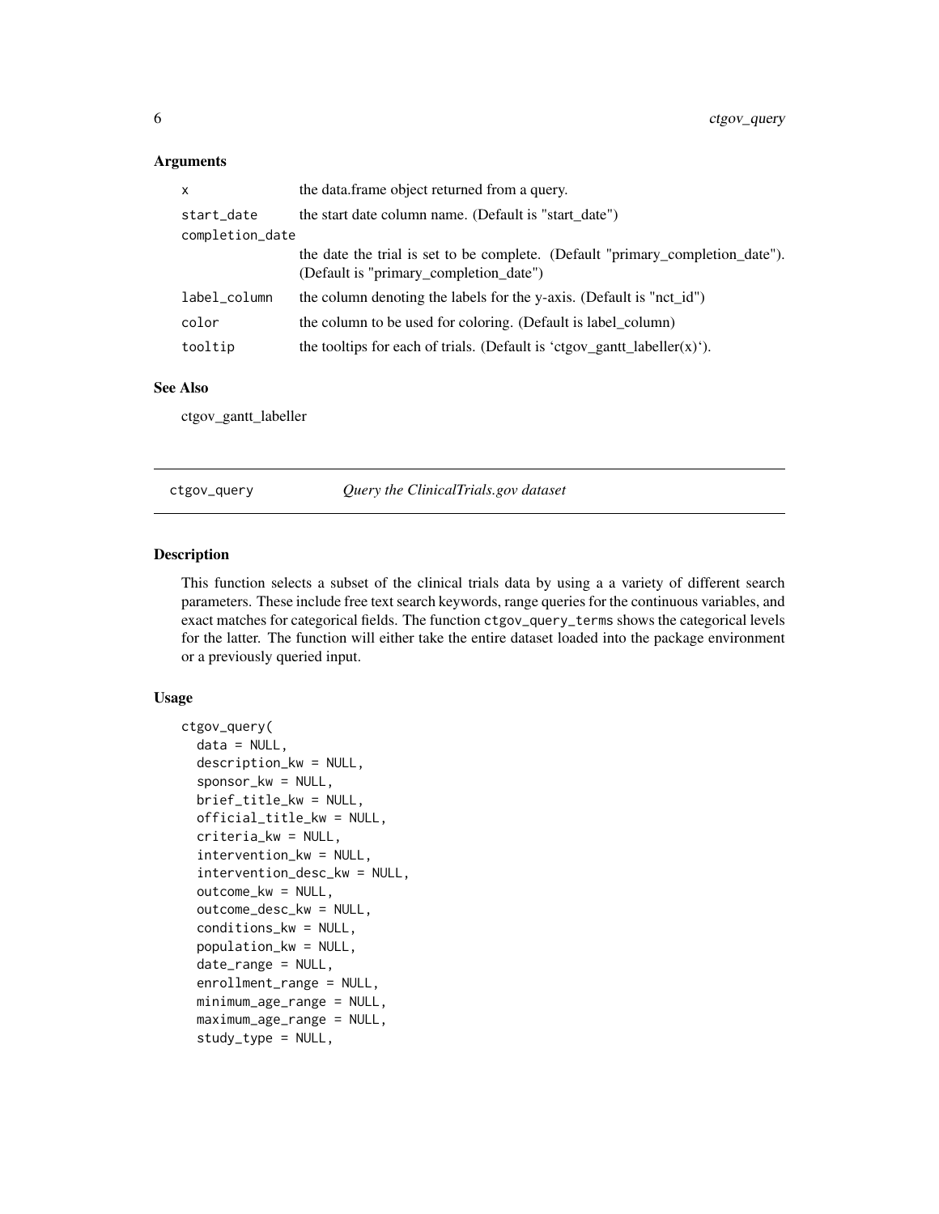### Arguments

| | |
|---|---|
| `x` | the data.frame object returned from a query. |
| `start_date` | the start date column name. (Default is "start_date") |
| `completion_date` | the date the trial is set to be complete. (Default "primary_completion_date"). (Default is "primary_completion_date") |
| `label_column` | the column denoting the labels for the y-axis. (Default is "nct_id") |
| `color` | the column to be used for coloring. (Default is label_column) |
| `tooltip` | the tooltips for each of trials. (Default is 'ctgov_gantt_labeller(x)'). |

### See Also

ctgov_gantt_labeller

## `ctgov_query` *Query the ClinicalTrials.gov dataset*

### Description

This function selects a subset of the clinical trials data by using a a variety of different search parameters. These include free text search keywords, range queries for the continuous variables, and exact matches for categorical fields. The function `ctgov_query_terms` shows the categorical levels for the latter. The function will either take the entire dataset loaded into the package environment or a previously queried input.

### Usage

```
ctgov_query(
  data = NULL,
  description_kw = NULL,
  sponsor_kw = NULL,
  brief_title_kw = NULL,
  official_title_kw = NULL,
  criteria_kw = NULL,
  intervention_kw = NULL,
  intervention_desc_kw = NULL,
  outcome_kw = NULL,
  outcome_desc_kw = NULL,
  conditions_kw = NULL,
  population_kw = NULL,
  date_range = NULL,
  enrollment_range = NULL,
  minimum_age_range = NULL,
  maximum_age_range = NULL,
  study_type = NULL,
```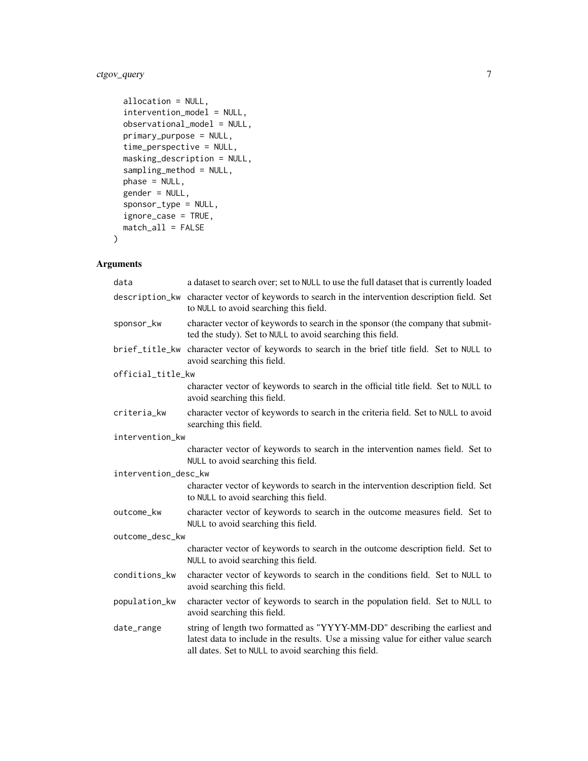```
  allocation = NULL,
  intervention_model = NULL,
  observational_model = NULL,
  primary_purpose = NULL,
  time_perspective = NULL,
  masking_description = NULL,
  sampling_method = NULL,
  phase = NULL,
  gender = NULL,
  sponsor_type = NULL,
  ignore_case = TRUE,
  match_all = FALSE
)
```

## Arguments

| | |
|---|---|
| data | a dataset to search over; set to NULL to use the full dataset that is currently loaded |
| description_kw | character vector of keywords to search in the intervention description field. Set to NULL to avoid searching this field. |
| sponsor_kw | character vector of keywords to search in the sponsor (the company that submitted the study). Set to NULL to avoid searching this field. |
| brief_title_kw | character vector of keywords to search in the brief title field. Set to NULL to avoid searching this field. |
| official_title_kw | character vector of keywords to search in the official title field. Set to NULL to avoid searching this field. |
| criteria_kw | character vector of keywords to search in the criteria field. Set to NULL to avoid searching this field. |
| intervention_kw | character vector of keywords to search in the intervention names field. Set to NULL to avoid searching this field. |
| intervention_desc_kw | character vector of keywords to search in the intervention description field. Set to NULL to avoid searching this field. |
| outcome_kw | character vector of keywords to search in the outcome measures field. Set to NULL to avoid searching this field. |
| outcome_desc_kw | character vector of keywords to search in the outcome description field. Set to NULL to avoid searching this field. |
| conditions_kw | character vector of keywords to search in the conditions field. Set to NULL to avoid searching this field. |
| population_kw | character vector of keywords to search in the population field. Set to NULL to avoid searching this field. |
| date_range | string of length two formatted as "YYYY-MM-DD" describing the earliest and latest data to include in the results. Use a missing value for either value search all dates. Set to NULL to avoid searching this field. |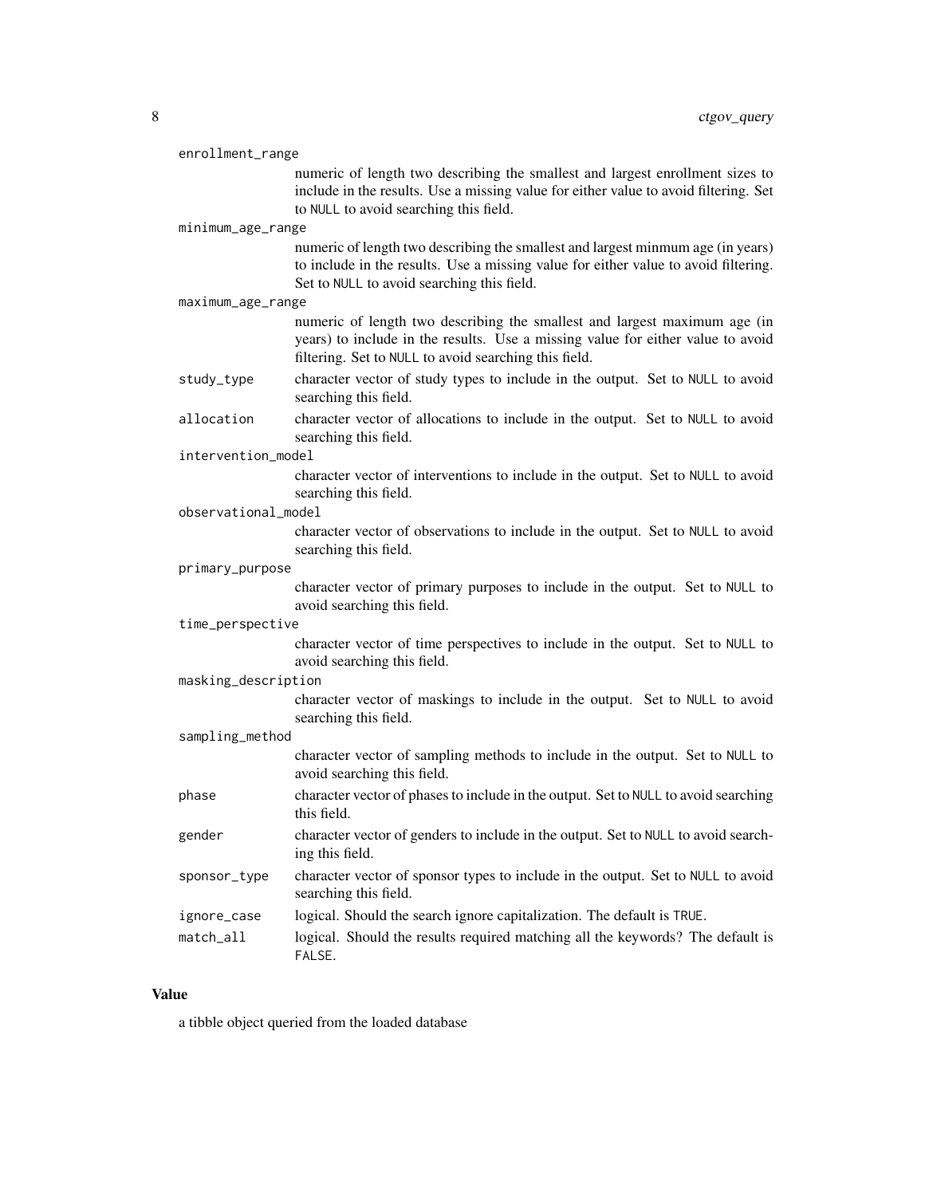enrollment_range
: numeric of length two describing the smallest and largest enrollment sizes to include in the results. Use a missing value for either value to avoid filtering. Set to NULL to avoid searching this field.

minimum_age_range
: numeric of length two describing the smallest and largest minmum age (in years) to include in the results. Use a missing value for either value to avoid filtering. Set to NULL to avoid searching this field.

maximum_age_range
: numeric of length two describing the smallest and largest maximum age (in years) to include in the results. Use a missing value for either value to avoid filtering. Set to NULL to avoid searching this field.

study_type
: character vector of study types to include in the output. Set to NULL to avoid searching this field.

allocation
: character vector of allocations to include in the output. Set to NULL to avoid searching this field.

intervention_model
: character vector of interventions to include in the output. Set to NULL to avoid searching this field.

observational_model
: character vector of observations to include in the output. Set to NULL to avoid searching this field.

primary_purpose
: character vector of primary purposes to include in the output. Set to NULL to avoid searching this field.

time_perspective
: character vector of time perspectives to include in the output. Set to NULL to avoid searching this field.

masking_description
: character vector of maskings to include in the output. Set to NULL to avoid searching this field.

sampling_method
: character vector of sampling methods to include in the output. Set to NULL to avoid searching this field.

phase
: character vector of phases to include in the output. Set to NULL to avoid searching this field.

gender
: character vector of genders to include in the output. Set to NULL to avoid searching this field.

sponsor_type
: character vector of sponsor types to include in the output. Set to NULL to avoid searching this field.

ignore_case
: logical. Should the search ignore capitalization. The default is TRUE.

match_all
: logical. Should the results required matching all the keywords? The default is FALSE.

## Value

a tibble object queried from the loaded database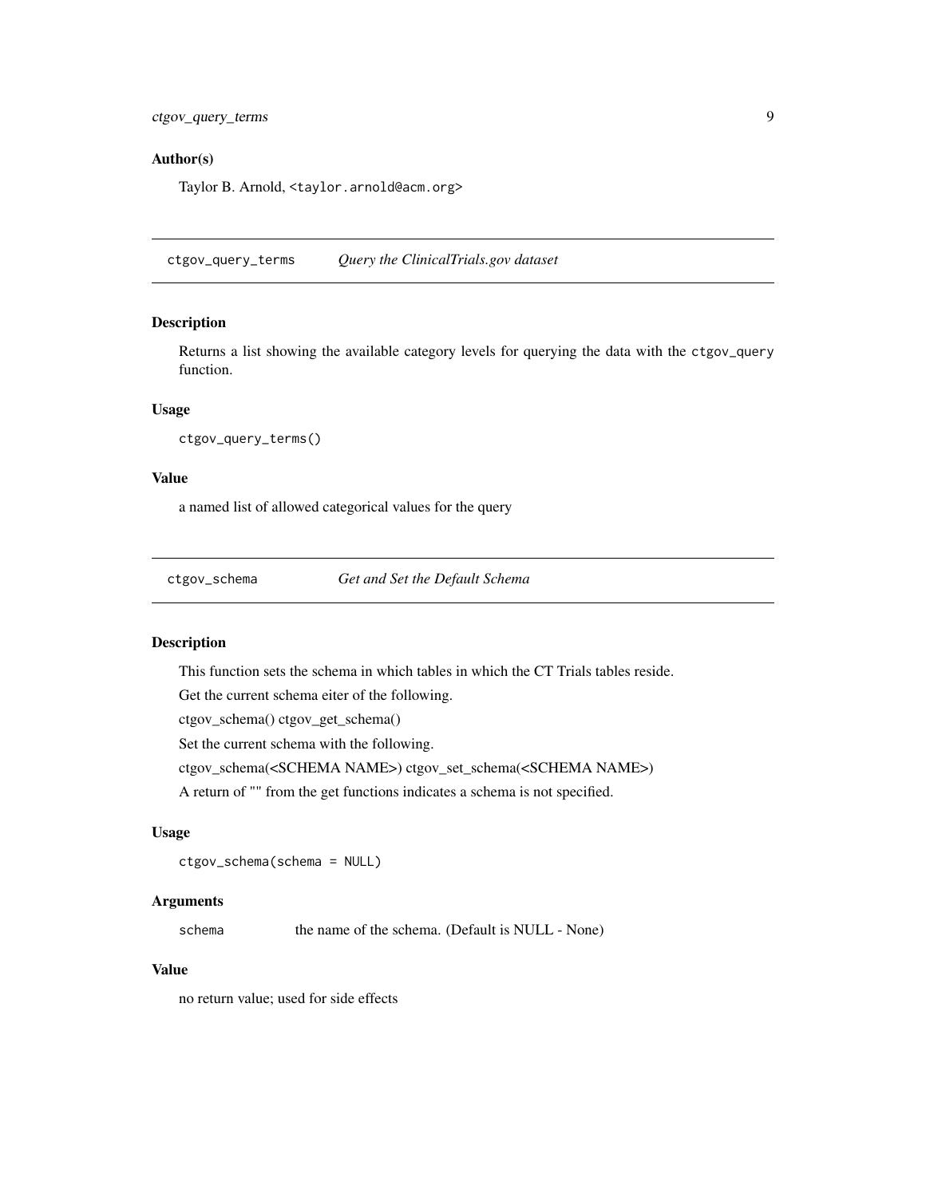### Author(s)

Taylor B. Arnold, <taylor.arnold@acm.org>

---

## ctgov_query_terms    *Query the ClinicalTrials.gov dataset*

---

### Description

Returns a list showing the available category levels for querying the data with the `ctgov_query` function.

### Usage

```
ctgov_query_terms()
```

### Value

a named list of allowed categorical values for the query

---

## ctgov_schema    *Get and Set the Default Schema*

---

### Description

This function sets the schema in which tables in which the CT Trials tables reside.

Get the current schema eiter of the following.

ctgov_schema() ctgov_get_schema()

Set the current schema with the following.

ctgov_schema(<SCHEMA NAME>) ctgov_set_schema(<SCHEMA NAME>)

A return of "" from the get functions indicates a schema is not specified.

### Usage

```
ctgov_schema(schema = NULL)
```

### Arguments

| | |
|---|---|
| `schema` | the name of the schema. (Default is NULL - None) |

### Value

no return value; used for side effects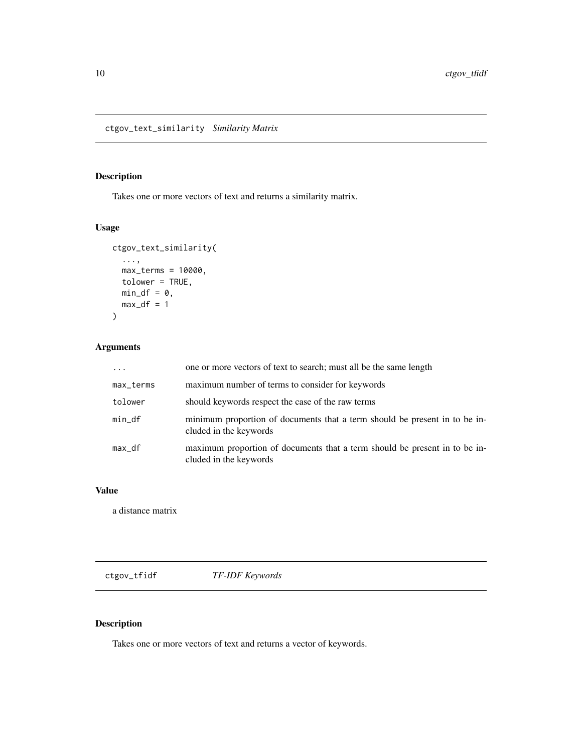## ctgov_text_similarity *Similarity Matrix*

### Description

Takes one or more vectors of text and returns a similarity matrix.

### Usage

```
ctgov_text_similarity(
  ...,
  max_terms = 10000,
  tolower = TRUE,
  min_df = 0,
  max_df = 1
)
```

### Arguments

| | |
|---|---|
| ... | one or more vectors of text to search; must all be the same length |
| max_terms | maximum number of terms to consider for keywords |
| tolower | should keywords respect the case of the raw terms |
| min_df | minimum proportion of documents that a term should be present in to be included in the keywords |
| max_df | maximum proportion of documents that a term should be present in to be included in the keywords |

### Value

a distance matrix

## ctgov_tfidf *TF-IDF Keywords*

### Description

Takes one or more vectors of text and returns a vector of keywords.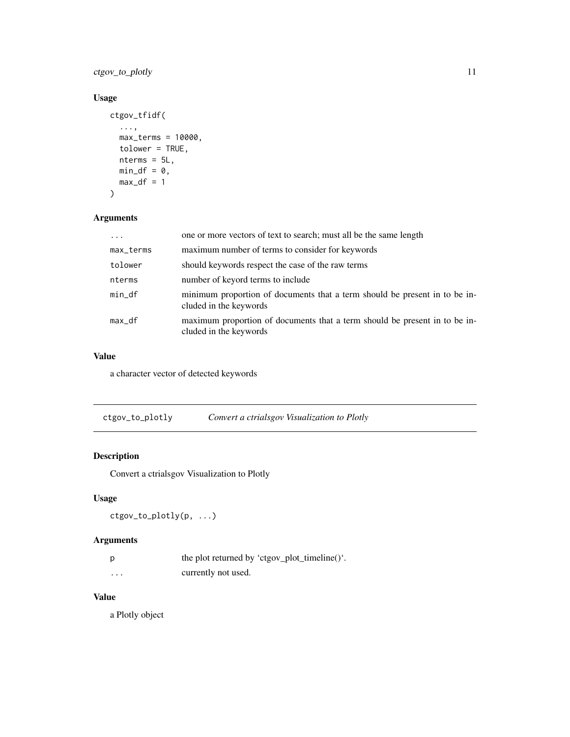### Usage

```
ctgov_tfidf(
  ...,
  max_terms = 10000,
  tolower = TRUE,
  nterms = 5L,
  min_df = 0,
  max_df = 1
)
```

### Arguments

| | |
|---|---|
| `...` | one or more vectors of text to search; must all be the same length |
| `max_terms` | maximum number of terms to consider for keywords |
| `tolower` | should keywords respect the case of the raw terms |
| `nterms` | number of keyord terms to include |
| `min_df` | minimum proportion of documents that a term should be present in to be included in the keywords |
| `max_df` | maximum proportion of documents that a term should be present in to be included in the keywords |

### Value

a character vector of detected keywords

---

## `ctgov_to_plotly` *Convert a ctrialsgov Visualization to Plotly*

### Description

Convert a ctrialsgov Visualization to Plotly

### Usage

```
ctgov_to_plotly(p, ...)
```

### Arguments

| | |
|---|---|
| `p` | the plot returned by 'ctgov_plot_timeline()'. |
| `...` | currently not used. |

### Value

a Plotly object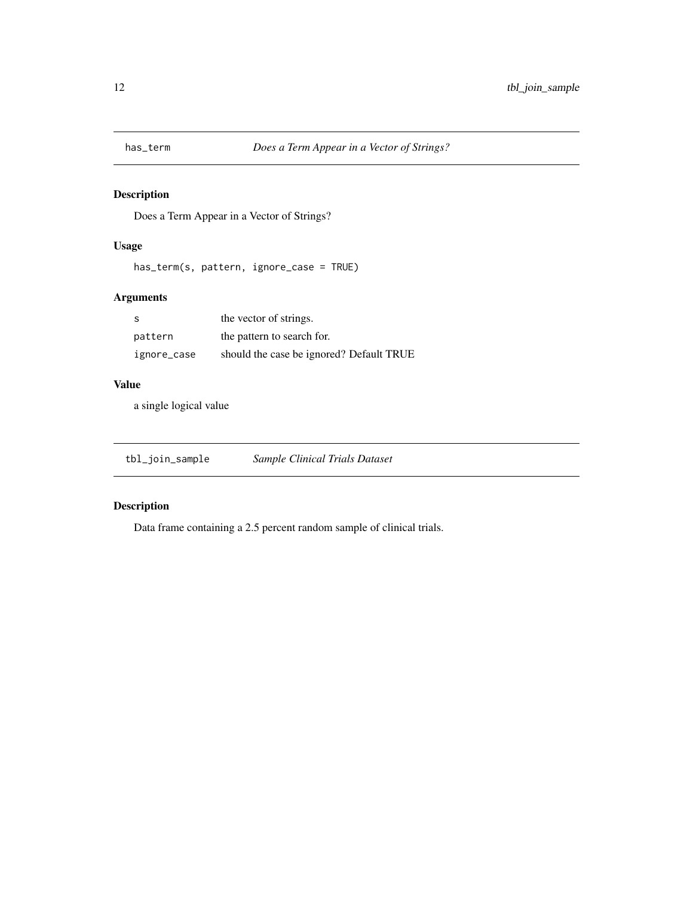## has_term — *Does a Term Appear in a Vector of Strings?*

### Description

Does a Term Appear in a Vector of Strings?

### Usage

```
has_term(s, pattern, ignore_case = TRUE)
```

### Arguments

| | |
|---|---|
| s | the vector of strings. |
| pattern | the pattern to search for. |
| ignore_case | should the case be ignored? Default TRUE |

### Value

a single logical value

## tbl_join_sample — *Sample Clinical Trials Dataset*

### Description

Data frame containing a 2.5 percent random sample of clinical trials.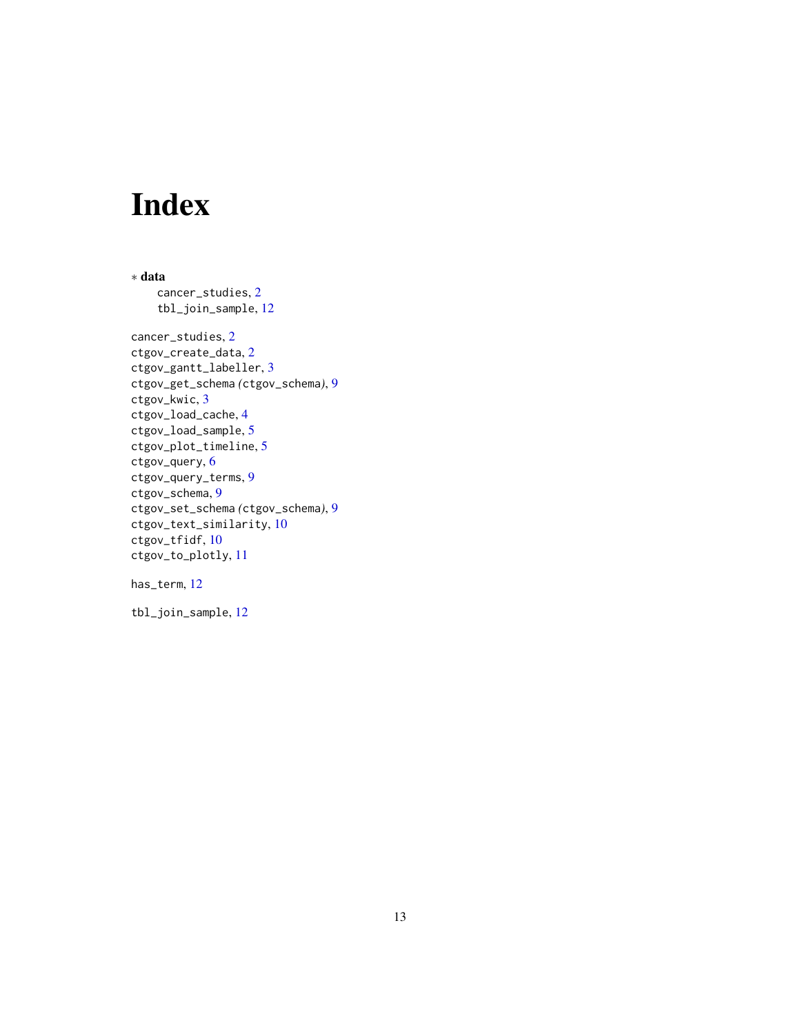# Index

∗ **data**

    cancer_studies, 2
    tbl_join_sample, 12

cancer_studies, 2
ctgov_create_data, 2
ctgov_gantt_labeller, 3
ctgov_get_schema *(*ctgov_schema*)*, 9
ctgov_kwic, 3
ctgov_load_cache, 4
ctgov_load_sample, 5
ctgov_plot_timeline, 5
ctgov_query, 6
ctgov_query_terms, 9
ctgov_schema, 9
ctgov_set_schema *(*ctgov_schema*)*, 9
ctgov_text_similarity, 10
ctgov_tfidf, 10
ctgov_to_plotly, 11

has_term, 12

tbl_join_sample, 12